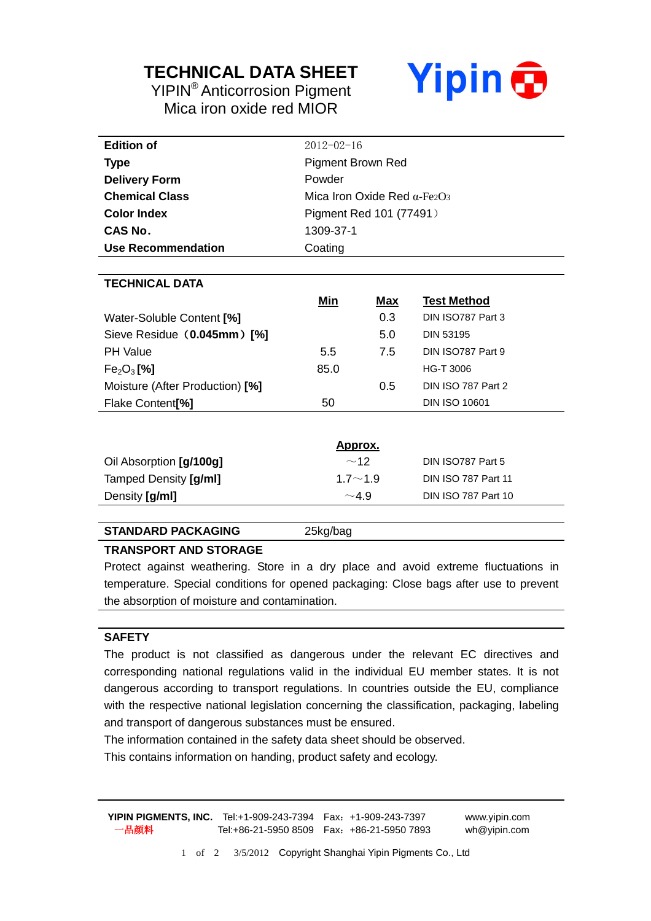# TECHNICAL DATA SHEET

YIPIN® Anticorrosion Pigment

Mica iron oxide red MIOR

Yipin

| | |
|---|---|
| **Edition of** | 2012-02-16 |
| **Type** | Pigment Brown Red |
| **Delivery Form** | Powder |
| **Chemical Class** | Mica Iron Oxide Red α-$Fe_2O_3$ |
| **Color Index** | Pigment Red 101 (77491) |
| **CAS No.** | 1309-37-1 |
| **Use Recommendation** | Coating |

## TECHNICAL DATA

| | Min | Max | Test Method |
|---|---|---|---|
| Water-Soluble Content **[%]** | | 0.3 | DIN ISO787 Part 3 |
| Sieve Residue（**0.045mm**）**[%]** | | 5.0 | DIN 53195 |
| PH Value | 5.5 | 7.5 | DIN ISO787 Part 9 |
| $Fe_2O_3$ **[%]** | 85.0 | | HG-T 3006 |
| Moisture (After Production) **[%]** | | 0.5 | DIN ISO 787 Part 2 |
| Flake Content**[%]** | 50 | | DIN ISO 10601 |

| | Approx. | |
|---|---|---|
| Oil Absorption **[g/100g]** | ～12 | DIN ISO787 Part 5 |
| Tamped Density **[g/ml]** | 1.7～1.9 | DIN ISO 787 Part 11 |
| Density **[g/ml]** | ～4.9 | DIN ISO 787 Part 10 |

**STANDARD PACKAGING** 25kg/bag

## TRANSPORT AND STORAGE

Protect against weathering. Store in a dry place and avoid extreme fluctuations in temperature. Special conditions for opened packaging: Close bags after use to prevent the absorption of moisture and contamination.

## SAFETY

The product is not classified as dangerous under the relevant EC directives and corresponding national regulations valid in the individual EU member states. It is not dangerous according to transport regulations. In countries outside the EU, compliance with the respective national legislation concerning the classification, packaging, labeling and transport of dangerous substances must be ensured.

The information contained in the safety data sheet should be observed.

This contains information on handing, product safety and ecology.

**YIPIN PIGMENTS, INC.** Tel:+1-909-243-7394 Fax：+1-909-243-7397 www.yipin.com

一品颜料 Tel:+86-21-5950 8509 Fax：+86-21-5950 7893 wh@yipin.com

3/5/2012 Copyright Shanghai Yipin Pigments Co., Ltd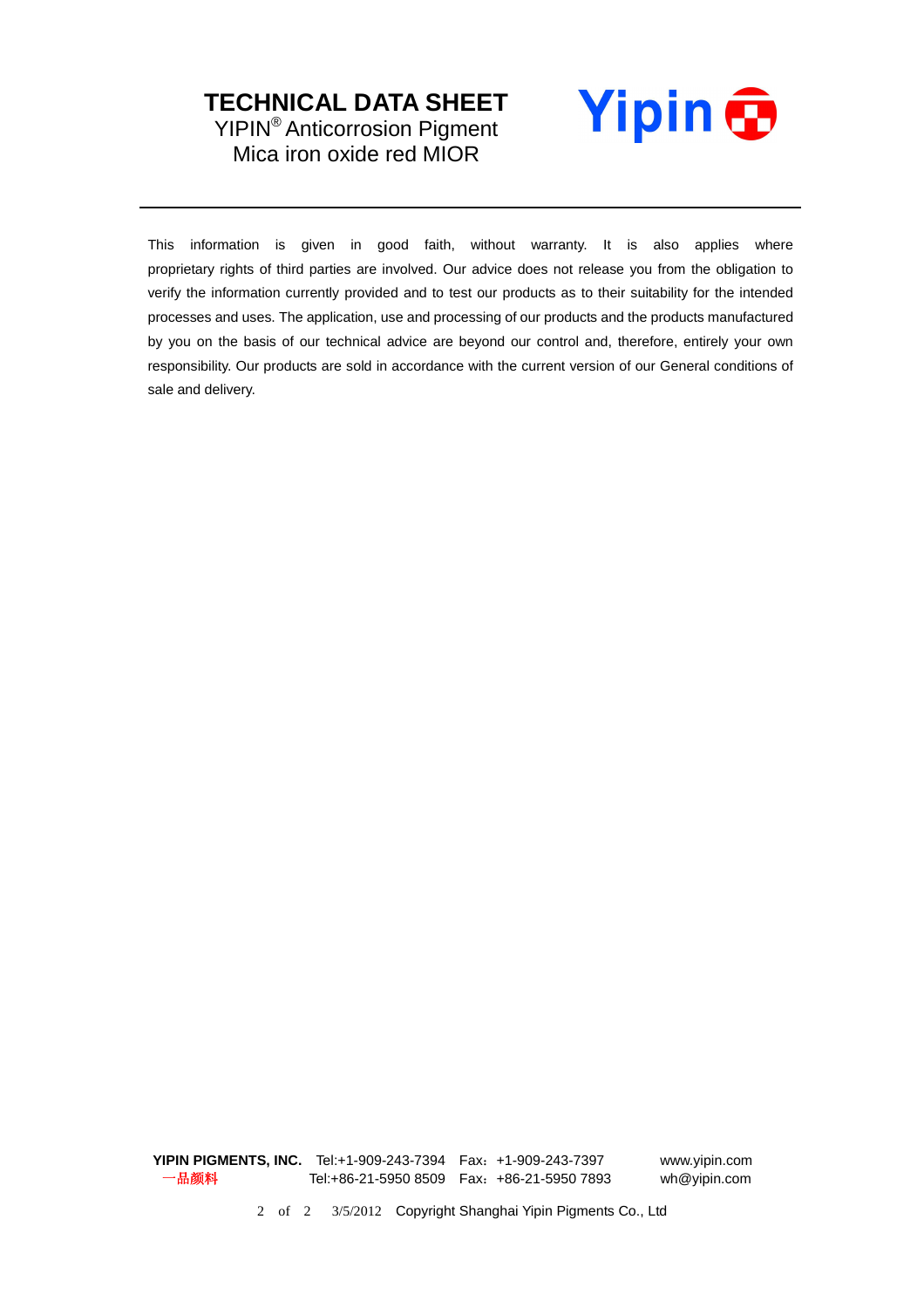This information is given in good faith, without warranty. It is also applies where proprietary rights of third parties are involved. Our advice does not release you from the obligation to verify the information currently provided and to test our products as to their suitability for the intended processes and uses. The application, use and processing of our products and the products manufactured by you on the basis of our technical advice are beyond our control and, therefore, entirely your own responsibility. Our products are sold in accordance with the current version of our General conditions of sale and delivery.